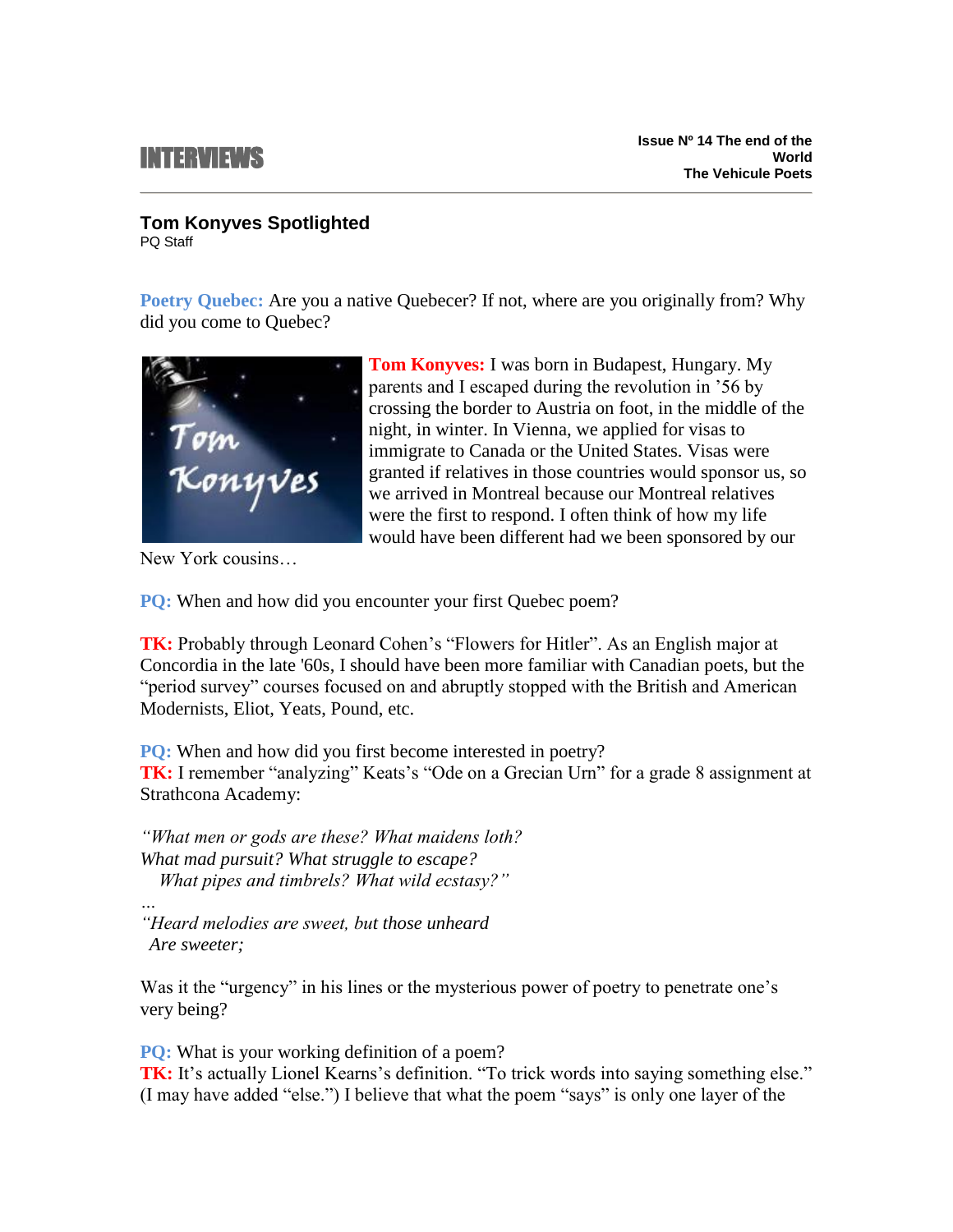INTERVIEWS

**Issue Nº 14 The end of the World**
**The Vehicule Poets**

## Tom Konyves Spotlighted

PQ Staff

**Poetry Quebec:** Are you a native Quebecer? If not, where are you originally from? Why did you come to Quebec?

**Tom Konyves:** I was born in Budapest, Hungary. My parents and I escaped during the revolution in '56 by crossing the border to Austria on foot, in the middle of the night, in winter. In Vienna, we applied for visas to immigrate to Canada or the United States. Visas were granted if relatives in those countries would sponsor us, so we arrived in Montreal because our Montreal relatives were the first to respond. I often think of how my life would have been different had we been sponsored by our New York cousins…

**PQ:** When and how did you encounter your first Quebec poem?

**TK:** Probably through Leonard Cohen's "Flowers for Hitler". As an English major at Concordia in the late '60s, I should have been more familiar with Canadian poets, but the "period survey" courses focused on and abruptly stopped with the British and American Modernists, Eliot, Yeats, Pound, etc.

**PQ:** When and how did you first become interested in poetry?
**TK:** I remember "analyzing" Keats's "Ode on a Grecian Urn" for a grade 8 assignment at Strathcona Academy:

*"What men or gods are these? What maidens loth?*
*What mad pursuit? What struggle to escape?*
*What pipes and timbrels? What wild ecstasy?"*
*…*
*"Heard melodies are sweet, but those unheard*
*Are sweeter;*

Was it the "urgency" in his lines or the mysterious power of poetry to penetrate one's very being?

**PQ:** What is your working definition of a poem?
**TK:** It's actually Lionel Kearns's definition. "To trick words into saying something else." (I may have added "else.") I believe that what the poem "says" is only one layer of the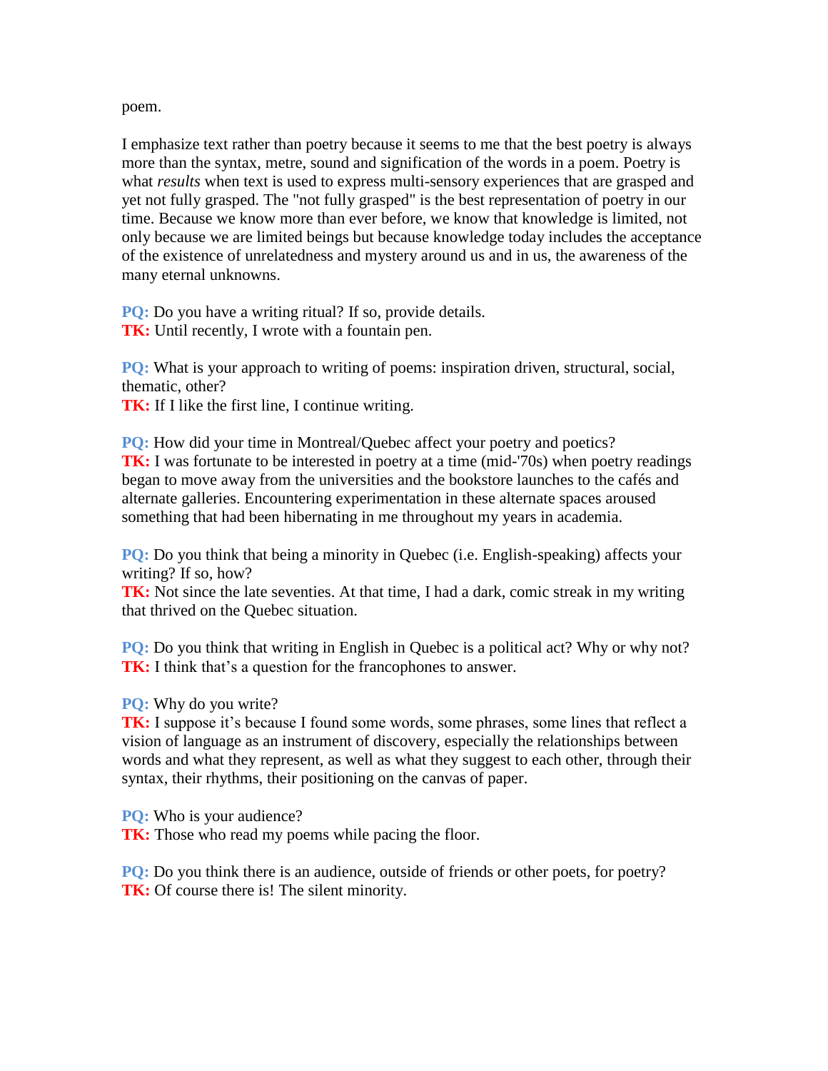poem.

I emphasize text rather than poetry because it seems to me that the best poetry is always more than the syntax, metre, sound and signification of the words in a poem. Poetry is what *results* when text is used to express multi-sensory experiences that are grasped and yet not fully grasped. The "not fully grasped" is the best representation of poetry in our time. Because we know more than ever before, we know that knowledge is limited, not only because we are limited beings but because knowledge today includes the acceptance of the existence of unrelatedness and mystery around us and in us, the awareness of the many eternal unknowns.

**PQ:** Do you have a writing ritual? If so, provide details.
**TK:** Until recently, I wrote with a fountain pen.

**PQ:** What is your approach to writing of poems: inspiration driven, structural, social, thematic, other?
**TK:** If I like the first line, I continue writing.

**PQ:** How did your time in Montreal/Quebec affect your poetry and poetics?
**TK:** I was fortunate to be interested in poetry at a time (mid-'70s) when poetry readings began to move away from the universities and the bookstore launches to the cafés and alternate galleries. Encountering experimentation in these alternate spaces aroused something that had been hibernating in me throughout my years in academia.

**PQ:** Do you think that being a minority in Quebec (i.e. English-speaking) affects your writing? If so, how?
**TK:** Not since the late seventies. At that time, I had a dark, comic streak in my writing that thrived on the Quebec situation.

**PQ:** Do you think that writing in English in Quebec is a political act? Why or why not?
**TK:** I think that's a question for the francophones to answer.

**PQ:** Why do you write?
**TK:** I suppose it's because I found some words, some phrases, some lines that reflect a vision of language as an instrument of discovery, especially the relationships between words and what they represent, as well as what they suggest to each other, through their syntax, their rhythms, their positioning on the canvas of paper.

**PQ:** Who is your audience?
**TK:** Those who read my poems while pacing the floor.

**PQ:** Do you think there is an audience, outside of friends or other poets, for poetry?
**TK:** Of course there is! The silent minority.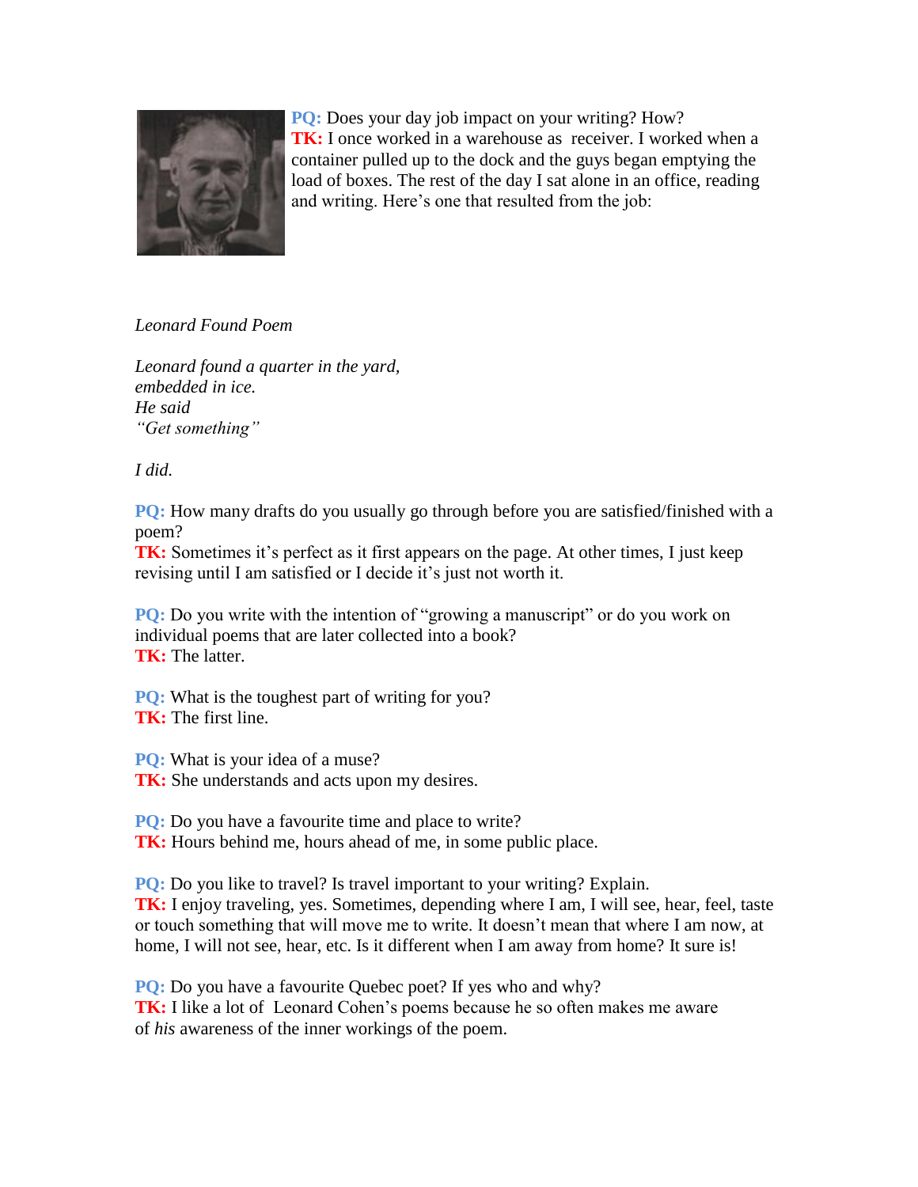**PQ:** Does your day job impact on your writing? How?
**TK:** I once worked in a warehouse as receiver. I worked when a container pulled up to the dock and the guys began emptying the load of boxes. The rest of the day I sat alone in an office, reading and writing. Here's one that resulted from the job:

*Leonard Found Poem*

*Leonard found a quarter in the yard,*
*embedded in ice.*
*He said*
*"Get something"*

*I did.*

**PQ:** How many drafts do you usually go through before you are satisfied/finished with a poem?
**TK:** Sometimes it's perfect as it first appears on the page. At other times, I just keep revising until I am satisfied or I decide it's just not worth it.

**PQ:** Do you write with the intention of "growing a manuscript" or do you work on individual poems that are later collected into a book?
**TK:** The latter.

**PQ:** What is the toughest part of writing for you?
**TK:** The first line.

**PQ:** What is your idea of a muse?
**TK:** She understands and acts upon my desires.

**PQ:** Do you have a favourite time and place to write?
**TK:** Hours behind me, hours ahead of me, in some public place.

**PQ:** Do you like to travel? Is travel important to your writing? Explain.
**TK:** I enjoy traveling, yes. Sometimes, depending where I am, I will see, hear, feel, taste or touch something that will move me to write. It doesn't mean that where I am now, at home, I will not see, hear, etc. Is it different when I am away from home? It sure is!

**PQ:** Do you have a favourite Quebec poet? If yes who and why?
**TK:** I like a lot of Leonard Cohen's poems because he so often makes me aware of *his* awareness of the inner workings of the poem.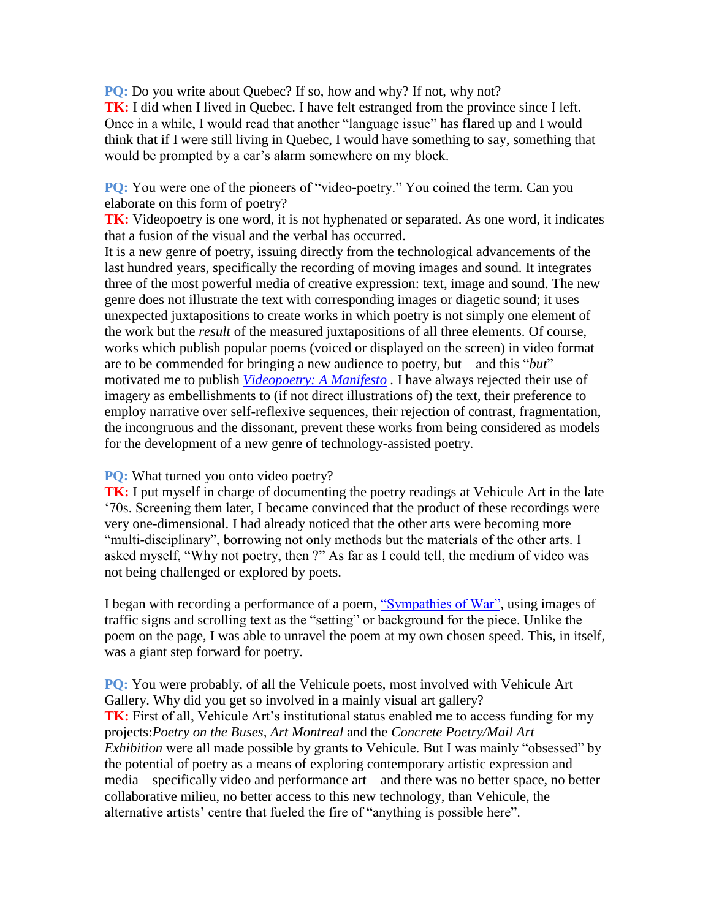**PQ:** Do you write about Quebec? If so, how and why? If not, why not?
**TK:** I did when I lived in Quebec. I have felt estranged from the province since I left. Once in a while, I would read that another "language issue" has flared up and I would think that if I were still living in Quebec, I would have something to say, something that would be prompted by a car's alarm somewhere on my block.

**PQ:** You were one of the pioneers of "video-poetry." You coined the term. Can you elaborate on this form of poetry?
**TK:** Videopoetry is one word, it is not hyphenated or separated. As one word, it indicates that a fusion of the visual and the verbal has occurred.
It is a new genre of poetry, issuing directly from the technological advancements of the last hundred years, specifically the recording of moving images and sound. It integrates three of the most powerful media of creative expression: text, image and sound. The new genre does not illustrate the text with corresponding images or diagetic sound; it uses unexpected juxtapositions to create works in which poetry is not simply one element of the work but the *result* of the measured juxtapositions of all three elements. Of course, works which publish popular poems (voiced or displayed on the screen) in video format are to be commended for bringing a new audience to poetry, but – and this "*but*" motivated me to publish *Videopoetry: A Manifesto* . I have always rejected their use of imagery as embellishments to (if not direct illustrations of) the text, their preference to employ narrative over self-reflexive sequences, their rejection of contrast, fragmentation, the incongruous and the dissonant, prevent these works from being considered as models for the development of a new genre of technology-assisted poetry.

**PQ:** What turned you onto video poetry?
**TK:** I put myself in charge of documenting the poetry readings at Vehicule Art in the late '70s. Screening them later, I became convinced that the product of these recordings were very one-dimensional. I had already noticed that the other arts were becoming more "multi-disciplinary", borrowing not only methods but the materials of the other arts. I asked myself, "Why not poetry, then ?" As far as I could tell, the medium of video was not being challenged or explored by poets.

I began with recording a performance of a poem, "Sympathies of War", using images of traffic signs and scrolling text as the "setting" or background for the piece. Unlike the poem on the page, I was able to unravel the poem at my own chosen speed. This, in itself, was a giant step forward for poetry.

**PQ:** You were probably, of all the Vehicule poets, most involved with Vehicule Art Gallery. Why did you get so involved in a mainly visual art gallery?
**TK:** First of all, Vehicule Art's institutional status enabled me to access funding for my projects:*Poetry on the Buses, Art Montreal* and the *Concrete Poetry/Mail Art Exhibition* were all made possible by grants to Vehicule. But I was mainly "obsessed" by the potential of poetry as a means of exploring contemporary artistic expression and media – specifically video and performance art – and there was no better space, no better collaborative milieu, no better access to this new technology, than Vehicule, the alternative artists' centre that fueled the fire of "anything is possible here".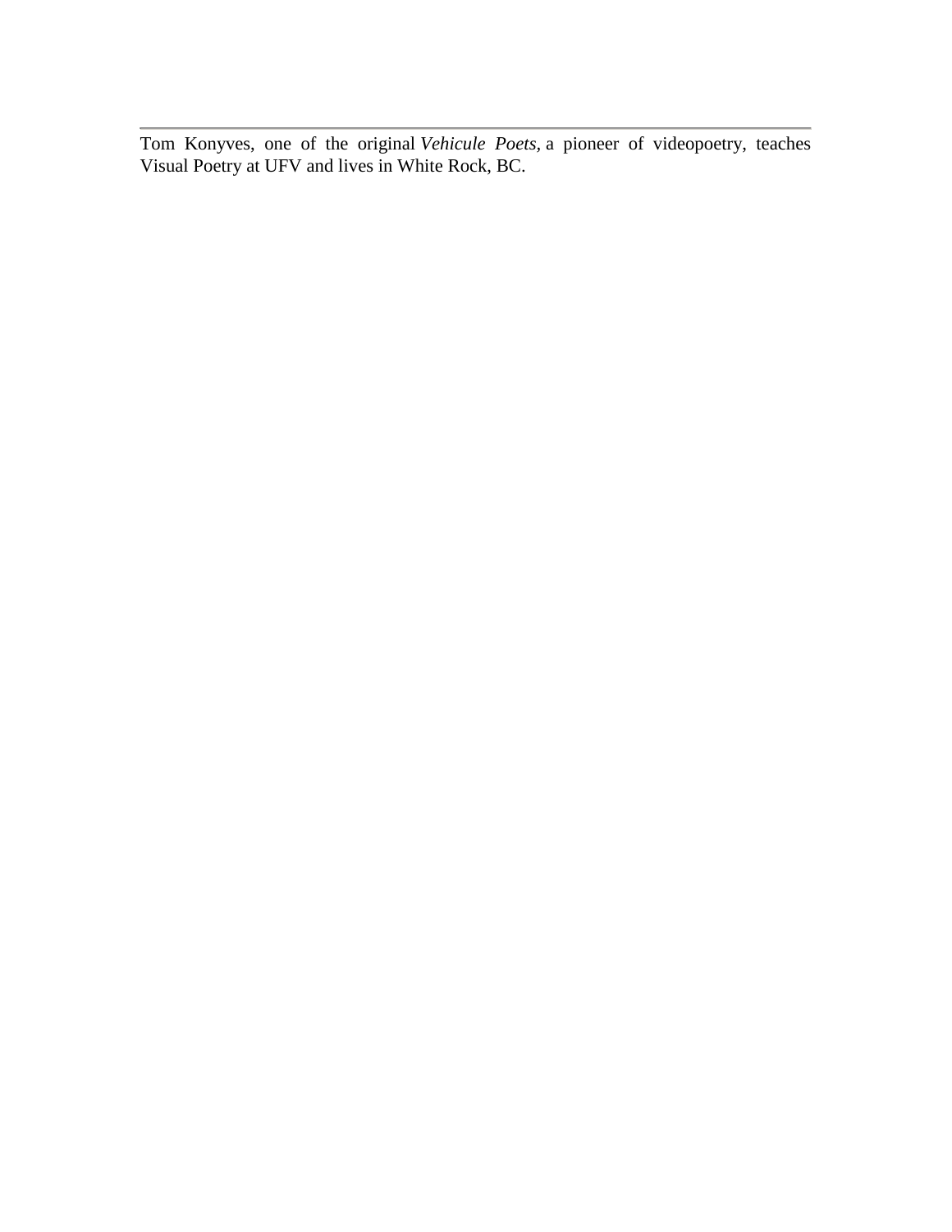---

Tom Konyves, one of the original *Vehicule Poets,* a pioneer of videopoetry, teaches Visual Poetry at UFV and lives in White Rock, BC.